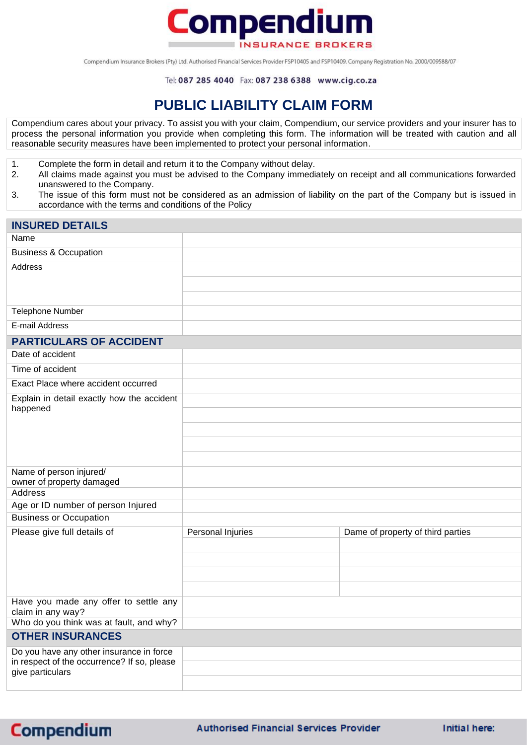# Compendium

INSURANCE BROKERS

Compendium Insurance Brokers (Pty) Ltd. Authorised Financial Services Provider FSP10405 and FSP10409. Company Registration No. 2000/009588/07

Tel: 087 285 4040 Fax: 087 238 6388 www.cig.co.za

## PUBLIC LIABILITY CLAIM FORM

Compendium cares about your privacy. To assist you with your claim, Compendium, our service providers and your insurer has to process the personal information you provide when completing this form. The information will be treated with caution and all reasonable security measures have been implemented to protect your personal information.

1. Complete the form in detail and return it to the Company without delay.
2. All claims made against you must be advised to the Company immediately on receipt and all communications forwarded unanswered to the Company.
3. The issue of this form must not be considered as an admission of liability on the part of the Company but is issued in accordance with the terms and conditions of the Policy

### INSURED DETAILS

| | |
|---|---|
| Name | |
| Business & Occupation | |
| Address | |
| | |
| | |
| Telephone Number | |
| E-mail Address | |

### PARTICULARS OF ACCIDENT

| | | |
|---|---|---|
| Date of accident | | |
| Time of accident | | |
| Exact Place where accident occurred | | |
| Explain in detail exactly how the accident happened | | |
| | | |
| | | |
| | | |
| | | |
| Name of person injured/ owner of property damaged | | |
| Address | | |
| Age or ID number of person Injured | | |
| Business or Occupation | | |
| Please give full details of | Personal Injuries | Dame of property of third parties |
| | | |
| | | |
| | | |
| | | |
| Have you made any offer to settle any claim in any way? | | |
| Who do you think was at fault, and why? | | |

### OTHER INSURANCES

| | |
|---|---|
| Do you have any other insurance in force in respect of the occurrence? If so, please give particulars | |
| | |
| | |

Compendium Authorised Financial Services Provider Initial here: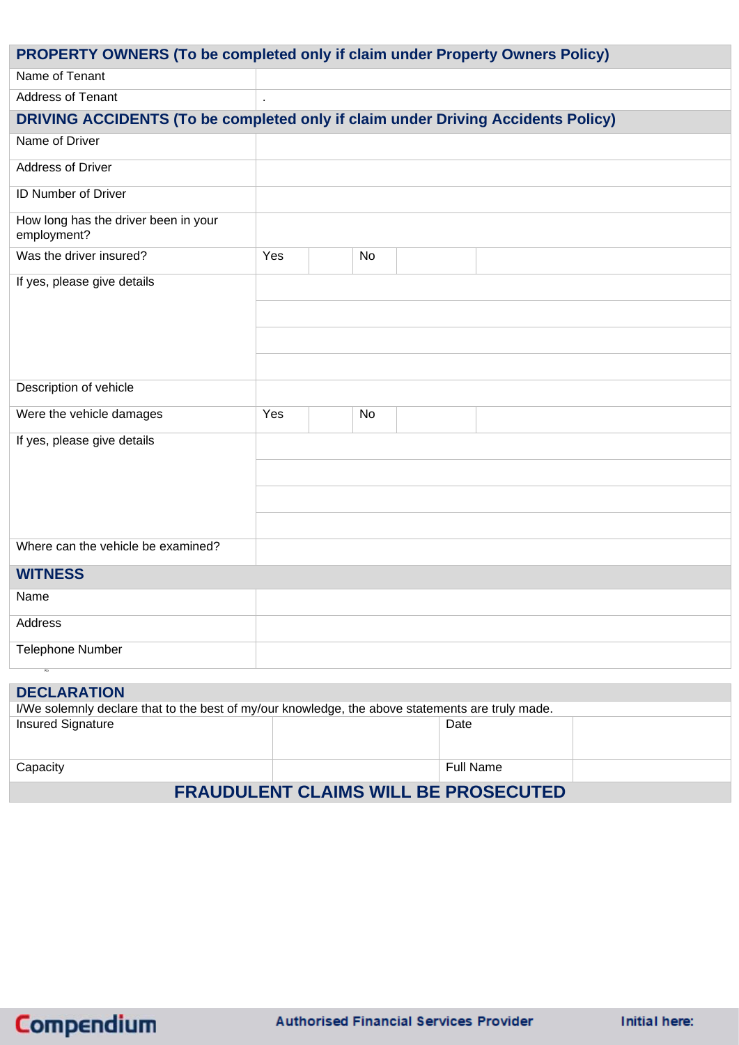## PROPERTY OWNERS (To be completed only if claim under Property Owners Policy)

| | |
|---|---|
| Name of Tenant | |
| Address of Tenant | . |

## DRIVING ACCIDENTS (To be completed only if claim under Driving Accidents Policy)

| | | | | | |
|---|---|---|---|---|---|
| Name of Driver | | | | | |
| Address of Driver | | | | | |
| ID Number of Driver | | | | | |
| How long has the driver been in your employment? | | | | | |
| Was the driver insured? | Yes | | No | | |
| If yes, please give details | | | | | |
| | | | | | |
| | | | | | |
| | | | | | |
| Description of vehicle | | | | | |
| Were the vehicle damages | Yes | | No | | |
| If yes, please give details | | | | | |
| | | | | | |
| | | | | | |
| | | | | | |
| Where can the vehicle be examined? | | | | | |

## WITNESS

| | |
|---|---|
| Name | |
| Address | |
| Telephone Number | |

## DECLARATION

I/We solemnly declare that to the best of my/our knowledge, the above statements are truly made.

| | | | |
|---|---|---|---|
| Insured Signature | | Date | |
| Capacity | | Full Name | |

**FRAUDULENT CLAIMS WILL BE PROSECUTED**

Compendium Authorised Financial Services Provider Initial here: